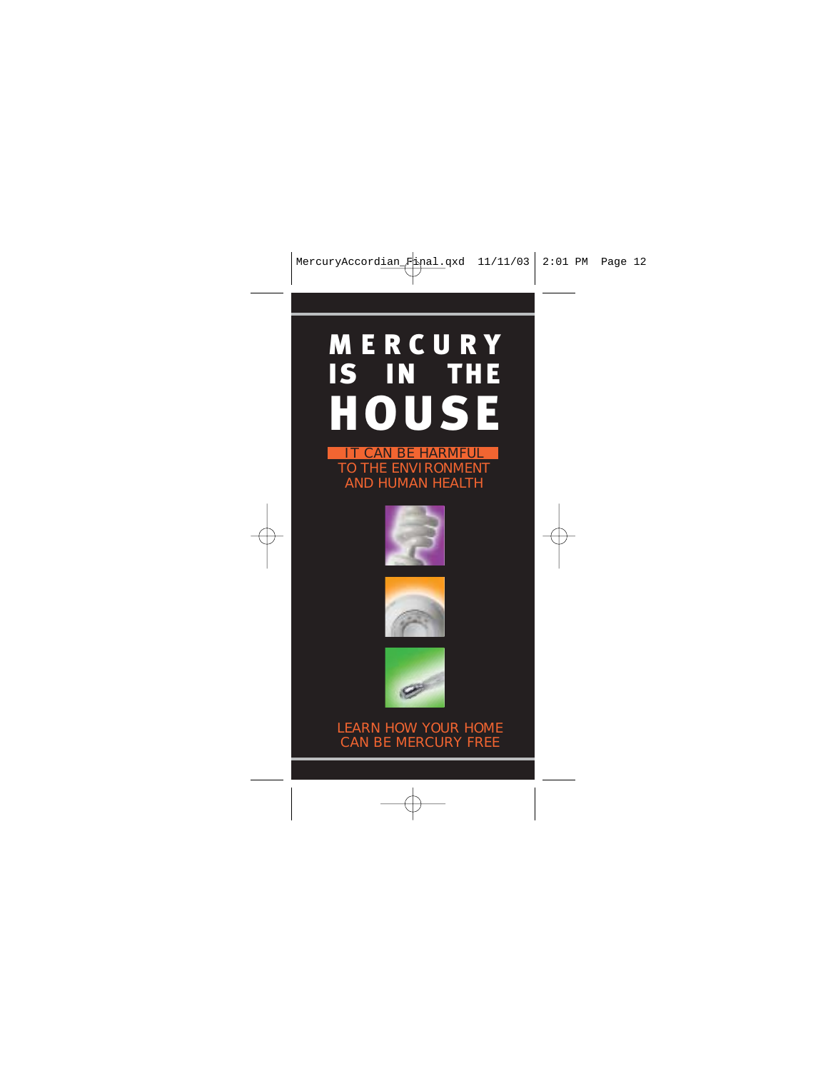# MERCURY IS IN THE HOUSE

IT CAN BE HARMFUL TO THE ENVIRONMENT AND HUMAN HEALTH

LEARN HOW YOUR HOME CAN BE MERCURY FREE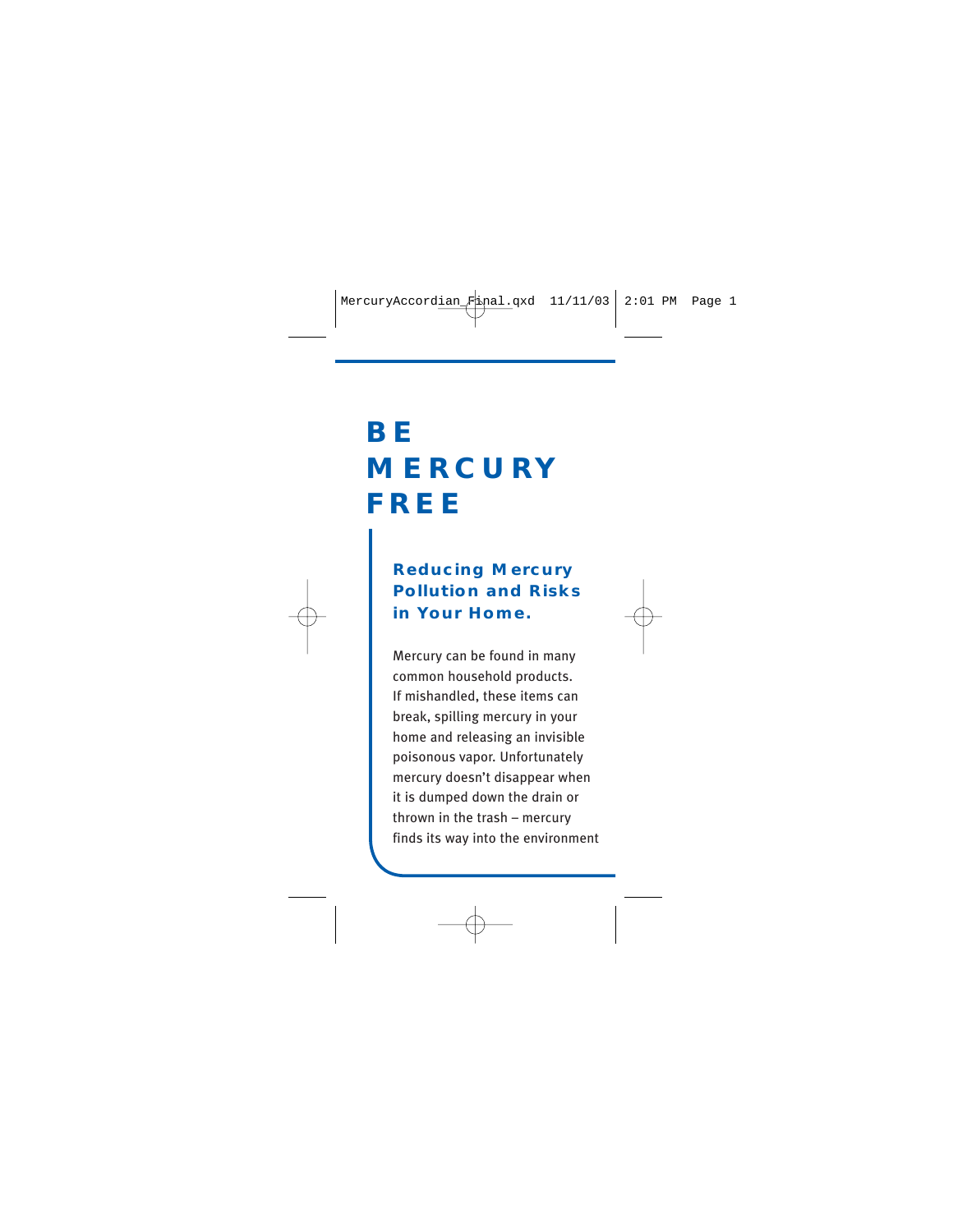# BE MERCURY FREE

## Reducing Mercury Pollution and Risks in Your Home.

Mercury can be found in many common household products. If mishandled, these items can break, spilling mercury in your home and releasing an invisible poisonous vapor. Unfortunately mercury doesn't disappear when it is dumped down the drain or thrown in the trash – mercury finds its way into the environment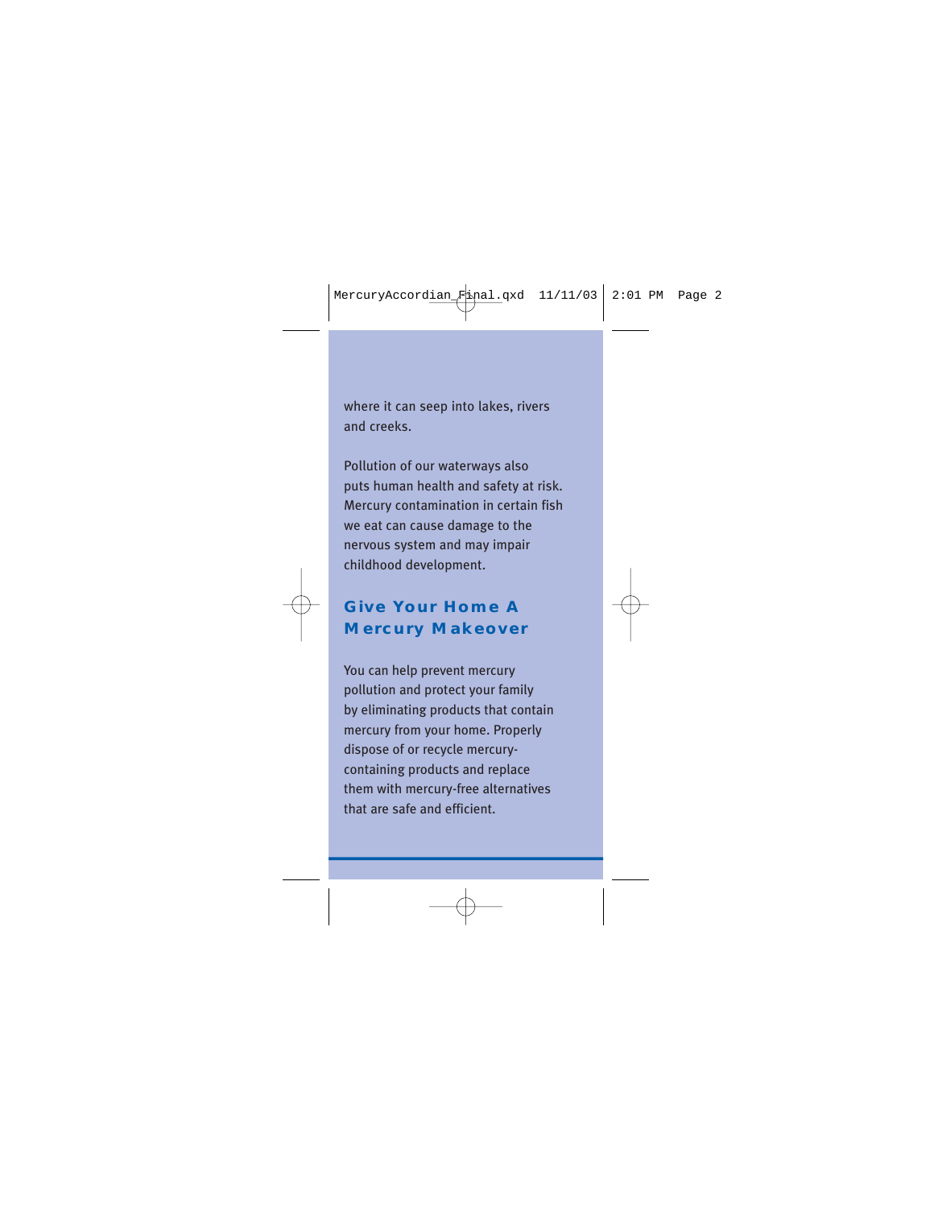where it can seep into lakes, rivers and creeks.

Pollution of our waterways also puts human health and safety at risk. Mercury contamination in certain fish we eat can cause damage to the nervous system and may impair childhood development.

## Give Your Home A Mercury Makeover

You can help prevent mercury pollution and protect your family by eliminating products that contain mercury from your home. Properly dispose of or recycle mercury-containing products and replace them with mercury-free alternatives that are safe and efficient.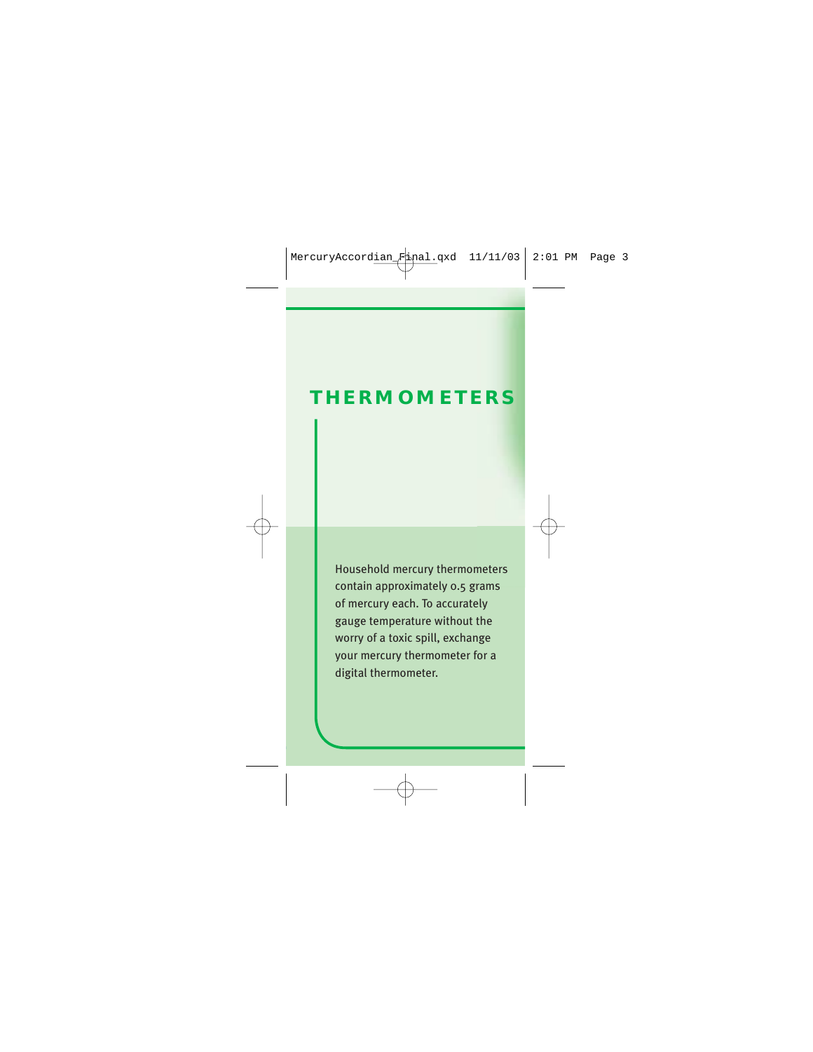# THERMOMETERS

Household mercury thermometers contain approximately 0.5 grams of mercury each. To accurately gauge temperature without the worry of a toxic spill, exchange your mercury thermometer for a digital thermometer.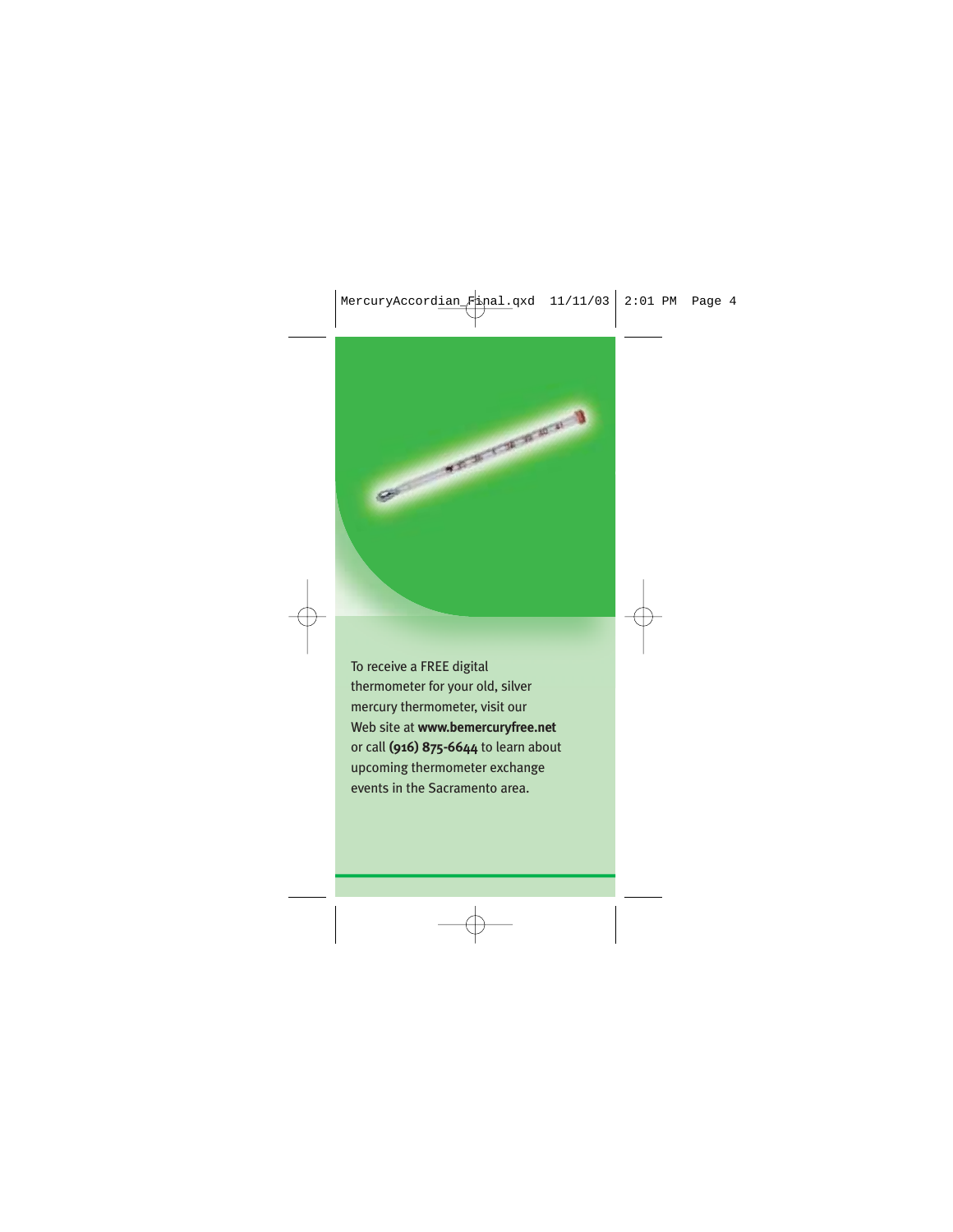To receive a FREE digital thermometer for your old, silver mercury thermometer, visit our Web site at **www.bemercuryfree.net** or call **(916) 875-6644** to learn about upcoming thermometer exchange events in the Sacramento area.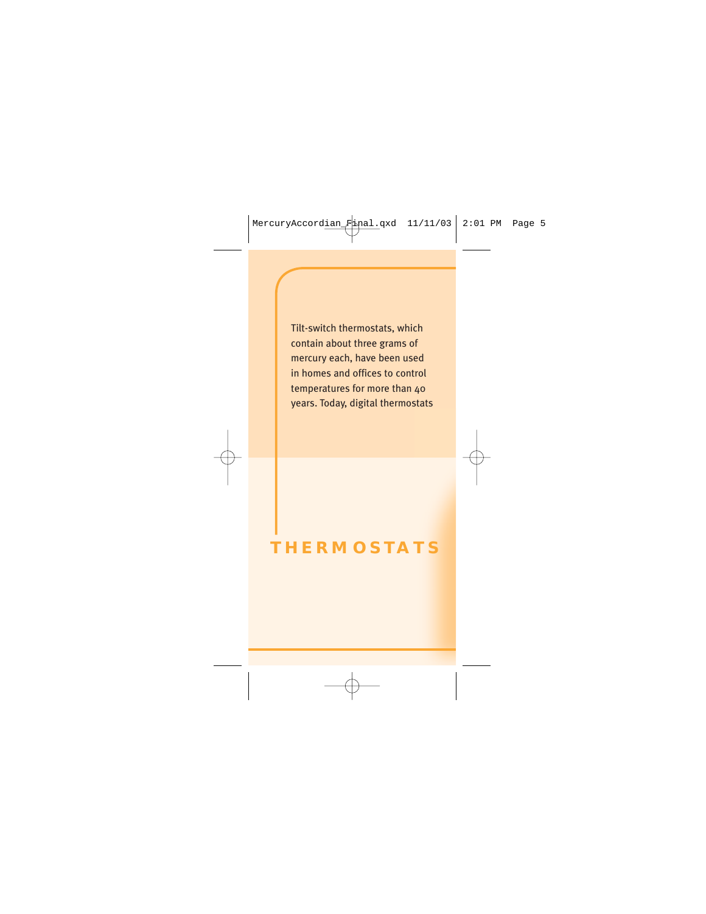Tilt-switch thermostats, which contain about three grams of mercury each, have been used in homes and offices to control temperatures for more than 40 years. Today, digital thermostats

# THERMOSTATS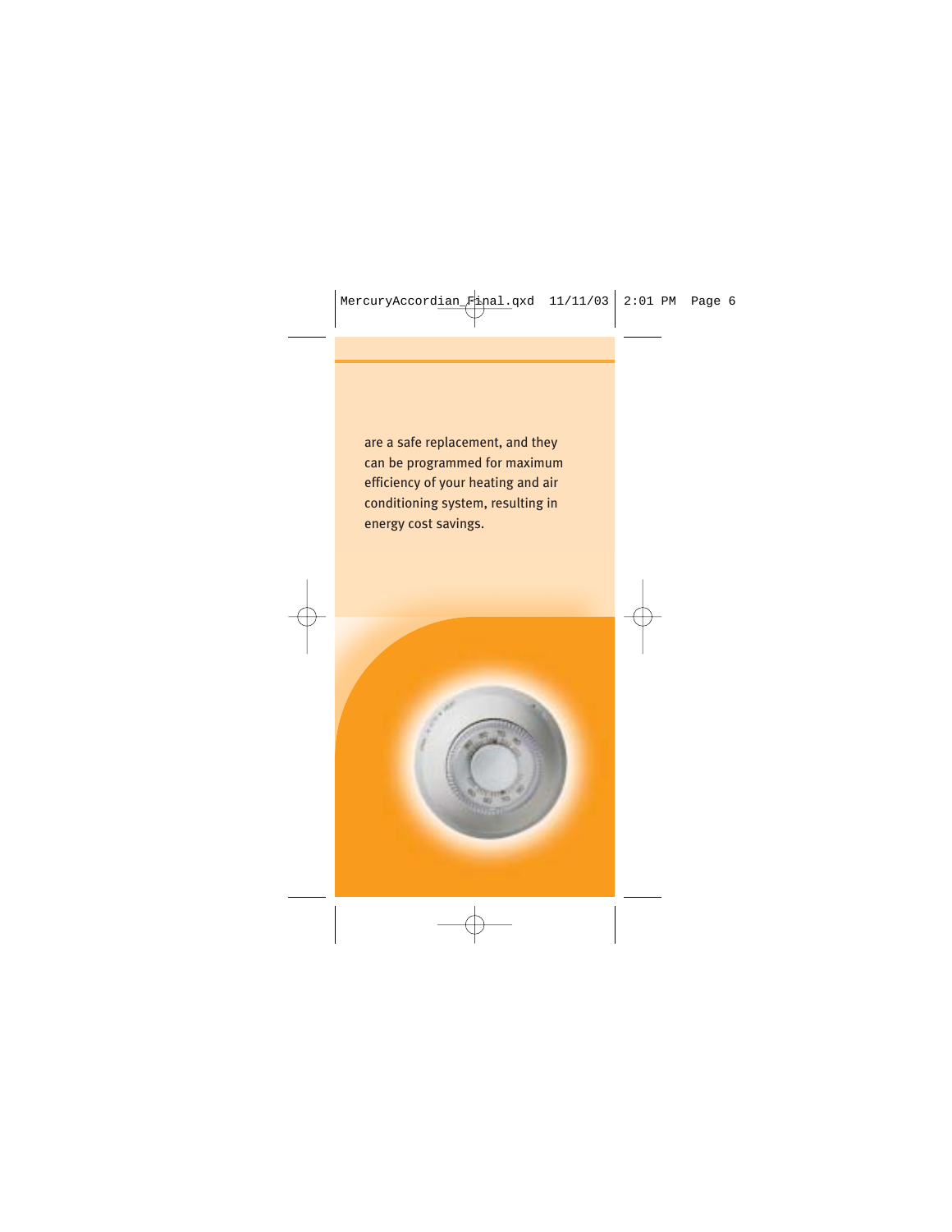are a safe replacement, and they can be programmed for maximum efficiency of your heating and air conditioning system, resulting in energy cost savings.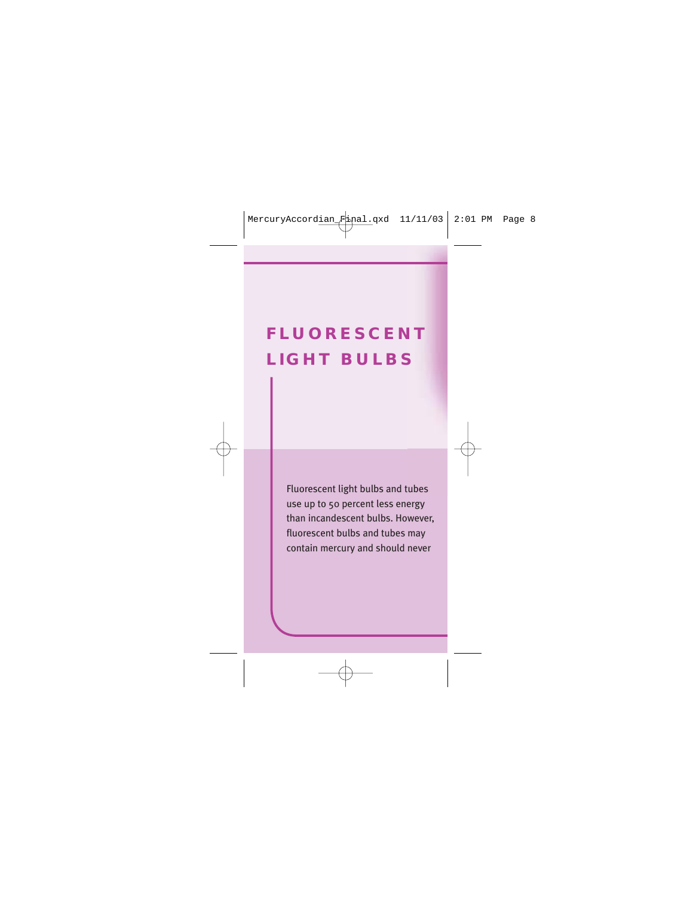# FLUORESCENT LIGHT BULBS

Fluorescent light bulbs and tubes use up to 50 percent less energy than incandescent bulbs. However, fluorescent bulbs and tubes may contain mercury and should never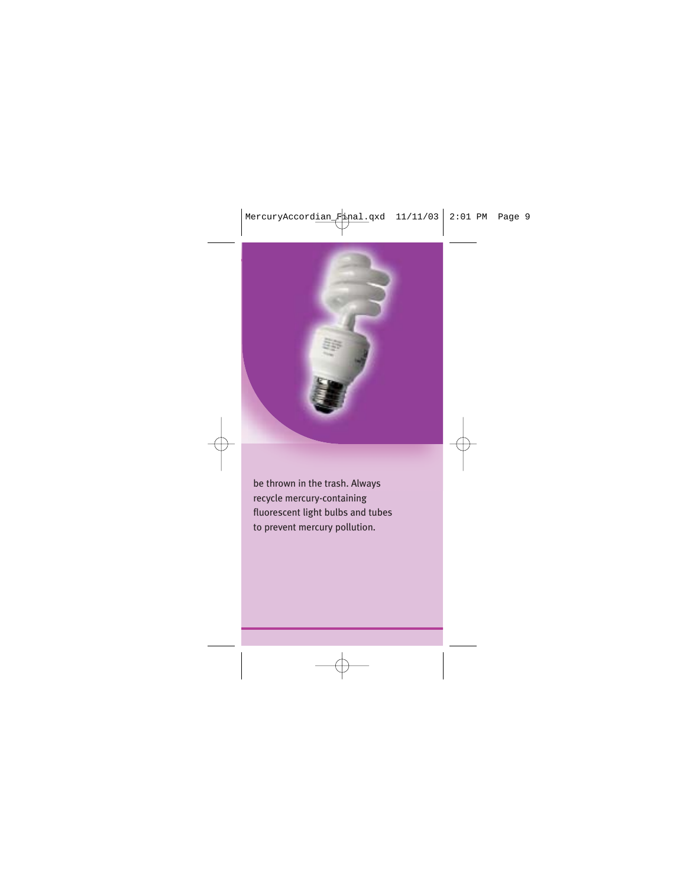be thrown in the trash. Always recycle mercury-containing fluorescent light bulbs and tubes to prevent mercury pollution.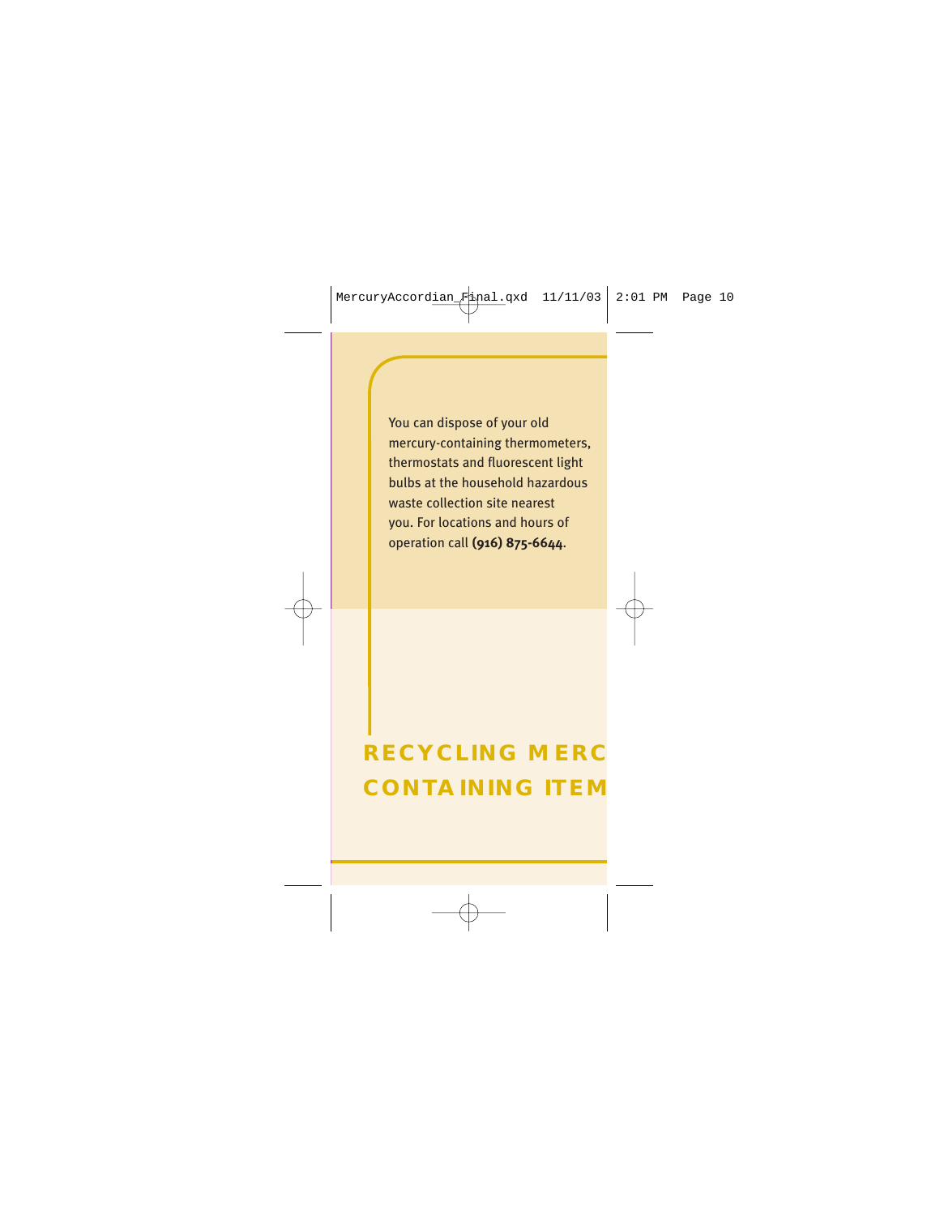You can dispose of your old mercury-containing thermometers, thermostats and fluorescent light bulbs at the household hazardous waste collection site nearest you. For locations and hours of operation call **(916) 875-6644**.

## RECYCLING MERC CONTAINING ITEM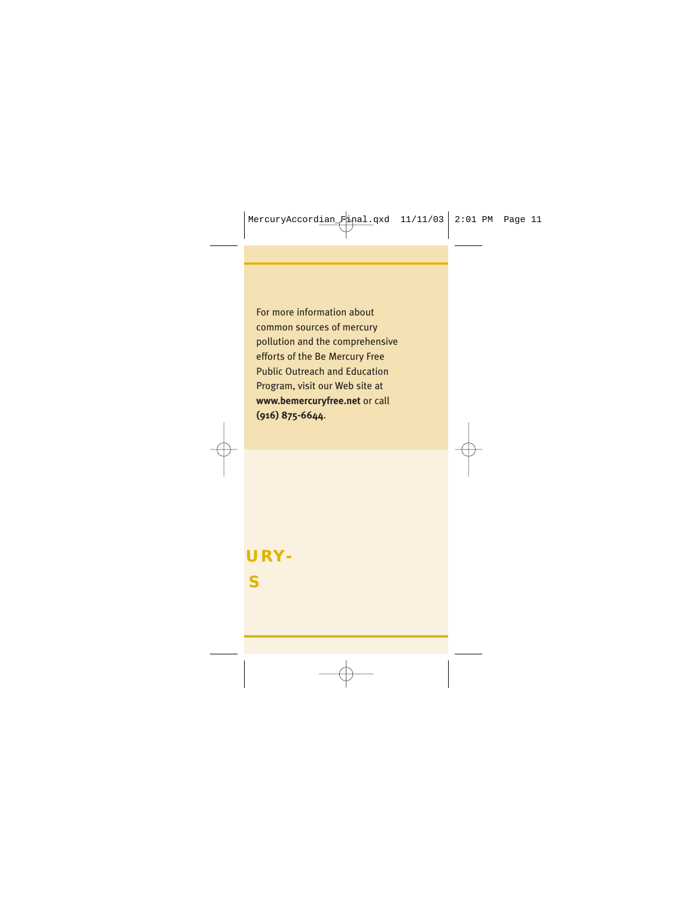For more information about common sources of mercury pollution and the comprehensive efforts of the Be Mercury Free Public Outreach and Education Program, visit our Web site at **www.bemercuryfree.net** or call **(916) 875-6644**.

URY-

S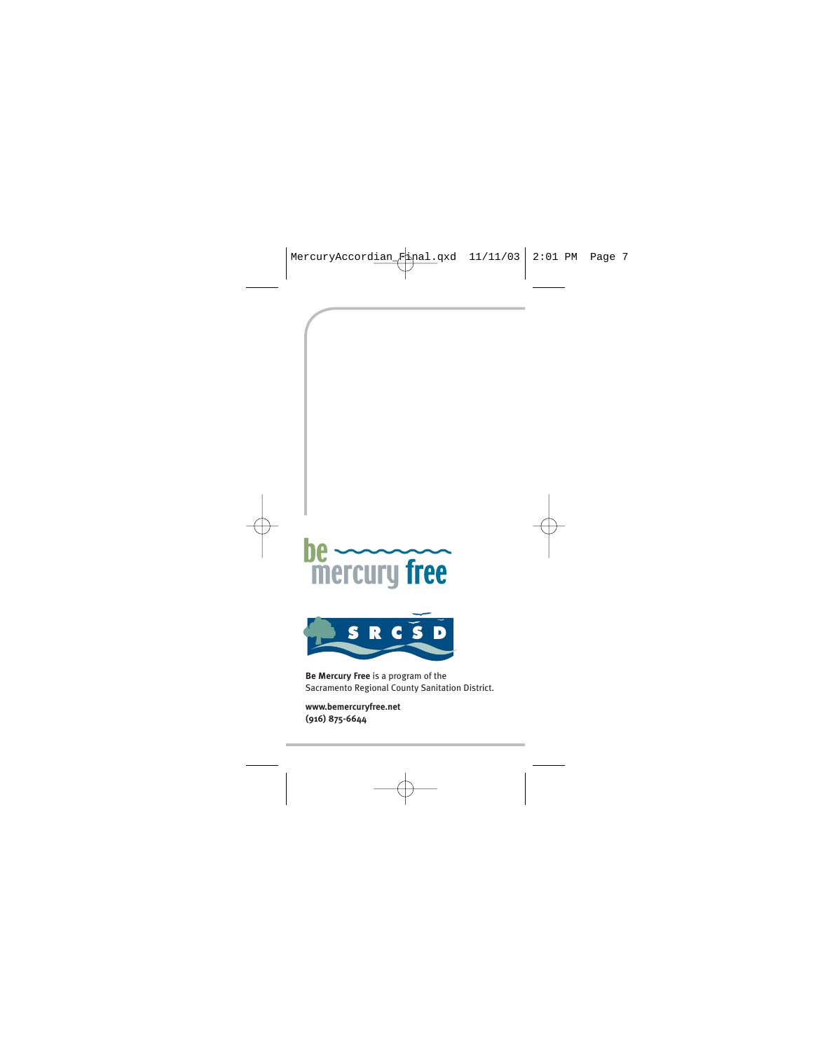be mercury free

SRCSD

**Be Mercury Free** is a program of the Sacramento Regional County Sanitation District.

**www.bemercuryfree.net**
**(916) 875-6644**